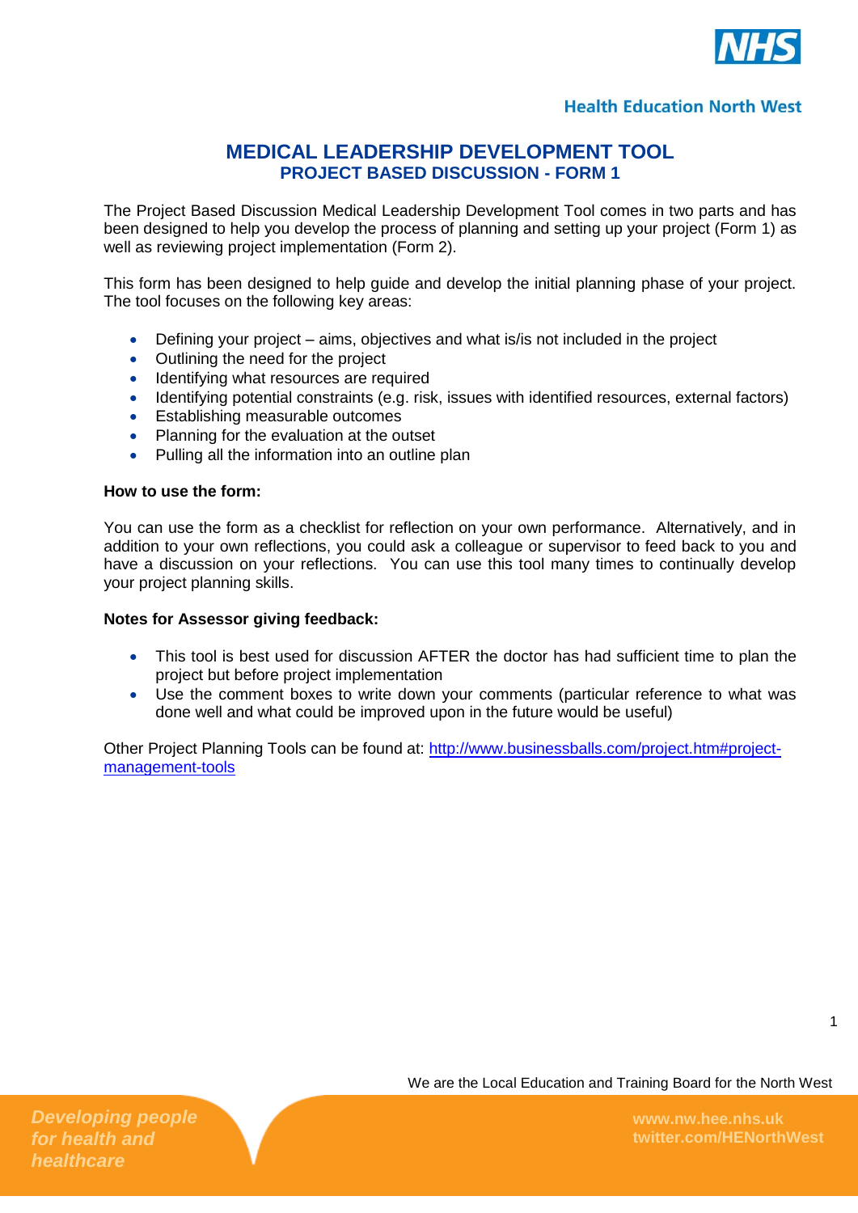# MEDICAL LEADERSHIP DEVELOPMENT TOOL

## PROJECT BASED DISCUSSION - FORM 1

The Project Based Discussion Medical Leadership Development Tool comes in two parts and has been designed to help you develop the process of planning and setting up your project (Form 1) as well as reviewing project implementation (Form 2).

This form has been designed to help guide and develop the initial planning phase of your project. The tool focuses on the following key areas:

- Defining your project – aims, objectives and what is/is not included in the project
- Outlining the need for the project
- Identifying what resources are required
- Identifying potential constraints (e.g. risk, issues with identified resources, external factors)
- Establishing measurable outcomes
- Planning for the evaluation at the outset
- Pulling all the information into an outline plan

**How to use the form:**

You can use the form as a checklist for reflection on your own performance. Alternatively, and in addition to your own reflections, you could ask a colleague or supervisor to feed back to you and have a discussion on your reflections. You can use this tool many times to continually develop your project planning skills.

**Notes for Assessor giving feedback:**

- This tool is best used for discussion AFTER the doctor has had sufficient time to plan the project but before project implementation
- Use the comment boxes to write down your comments (particular reference to what was done well and what could be improved upon in the future would be useful)

Other Project Planning Tools can be found at: [http://www.businessballs.com/project.htm#project-management-tools](http://www.businessballs.com/project.htm#project-management-tools)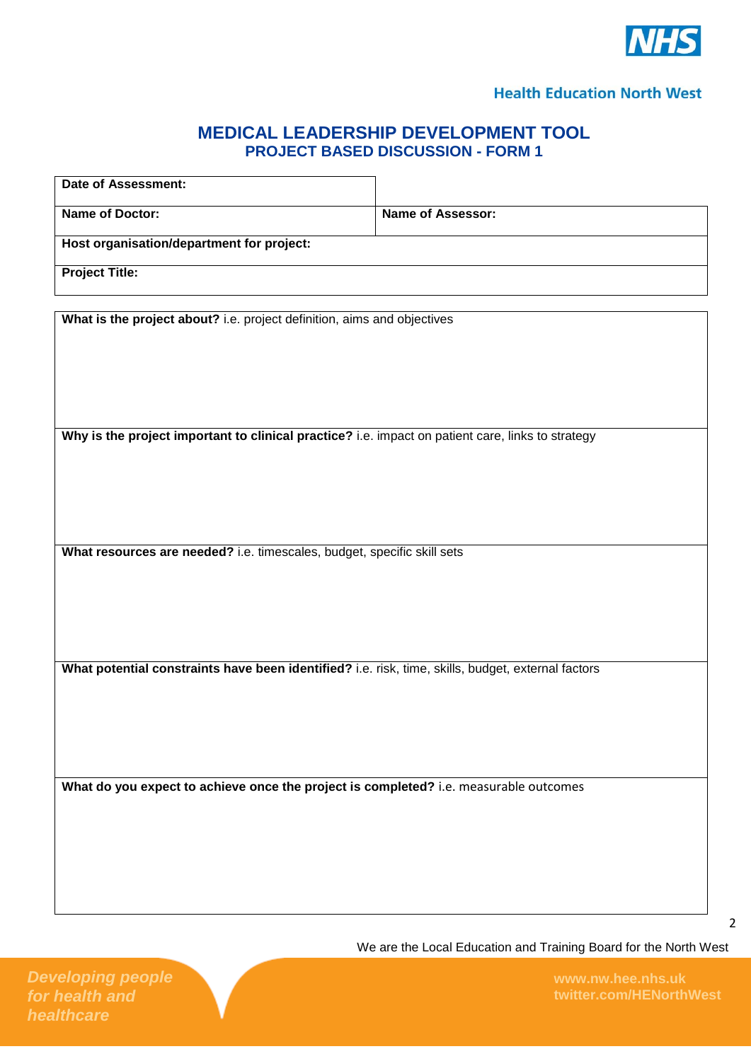Health Education North West

# MEDICAL LEADERSHIP DEVELOPMENT TOOL

## PROJECT BASED DISCUSSION - FORM 1

| **Date of Assessment:** | |
|---|---|
| **Name of Doctor:** | **Name of Assessor:** |
| **Host organisation/department for project:** | |
| **Project Title:** | |

| **What is the project about?** i.e. project definition, aims and objectives |
|---|
| **Why is the project important to clinical practice?** i.e. impact on patient care, links to strategy |
| **What resources are needed?** i.e. timescales, budget, specific skill sets |
| **What potential constraints have been identified?** i.e. risk, time, skills, budget, external factors |
| **What do you expect to achieve once the project is completed?** i.e. measurable outcomes |

We are the Local Education and Training Board for the North West

*Developing people for health and healthcare*

www.nw.hee.nhs.uk
twitter.com/HENorthWest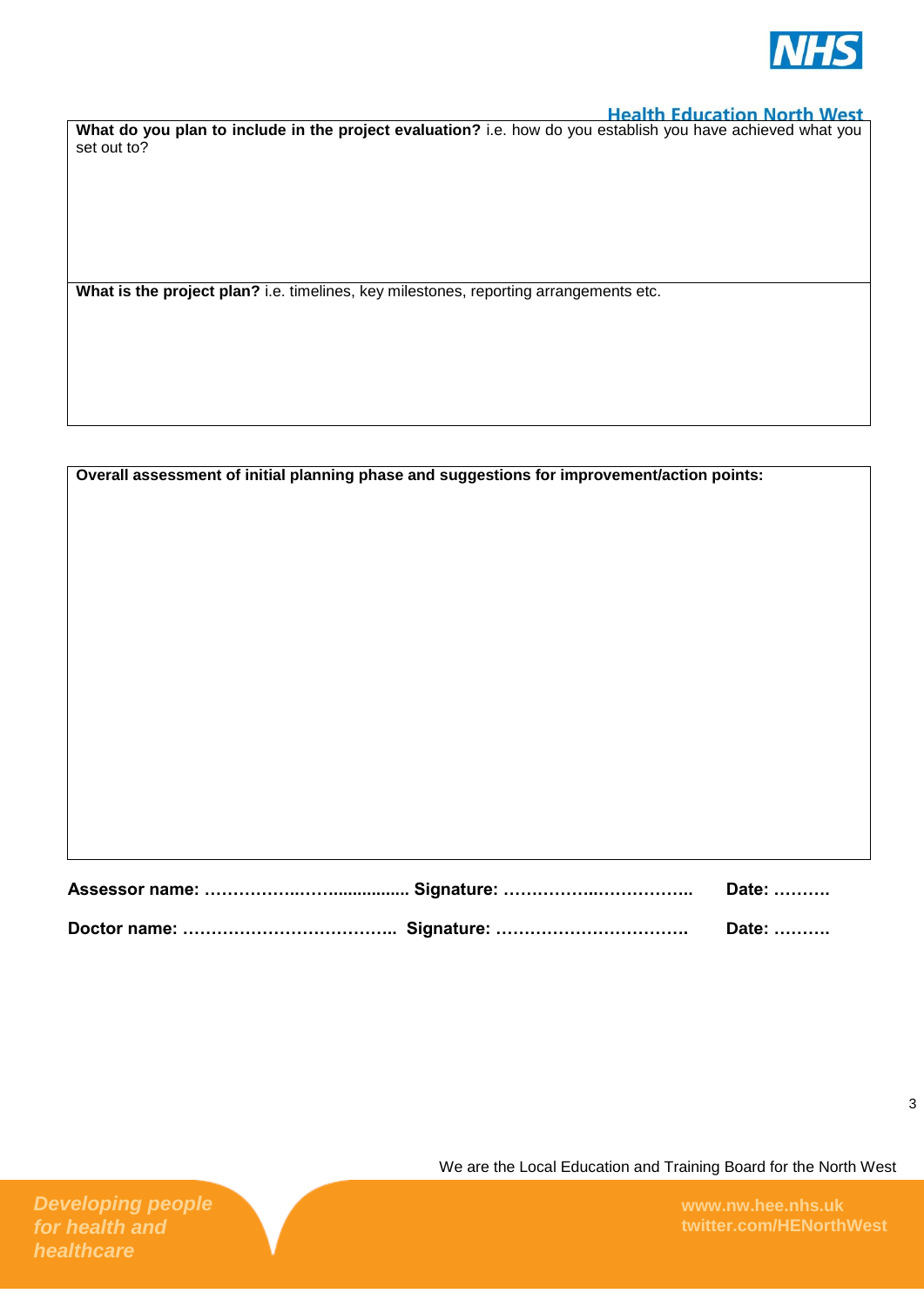**What do you plan to include in the project evaluation?** i.e. how do you establish you have achieved what you set out to?

**What is the project plan?** i.e. timelines, key milestones, reporting arrangements etc.

**Overall assessment of initial planning phase and suggestions for improvement/action points:**

**Assessor name: ……………..…….............. Signature: ……………..…………….. Date: ……….**

**Doctor name: ……………………………….. Signature: ……………………………. Date: ……….**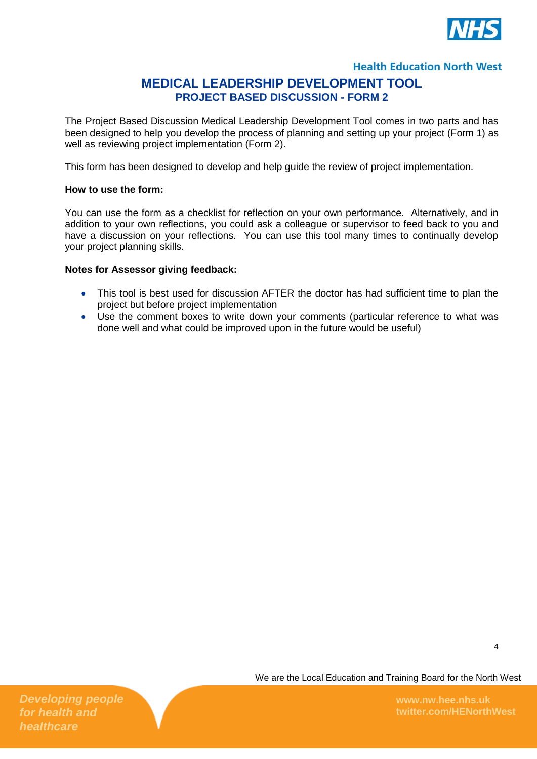# MEDICAL LEADERSHIP DEVELOPMENT TOOL

## PROJECT BASED DISCUSSION - FORM 2

The Project Based Discussion Medical Leadership Development Tool comes in two parts and has been designed to help you develop the process of planning and setting up your project (Form 1) as well as reviewing project implementation (Form 2).

This form has been designed to develop and help guide the review of project implementation.

**How to use the form:**

You can use the form as a checklist for reflection on your own performance. Alternatively, and in addition to your own reflections, you could ask a colleague or supervisor to feed back to you and have a discussion on your reflections. You can use this tool many times to continually develop your project planning skills.

**Notes for Assessor giving feedback:**

- This tool is best used for discussion AFTER the doctor has had sufficient time to plan the project but before project implementation
- Use the comment boxes to write down your comments (particular reference to what was done well and what could be improved upon in the future would be useful)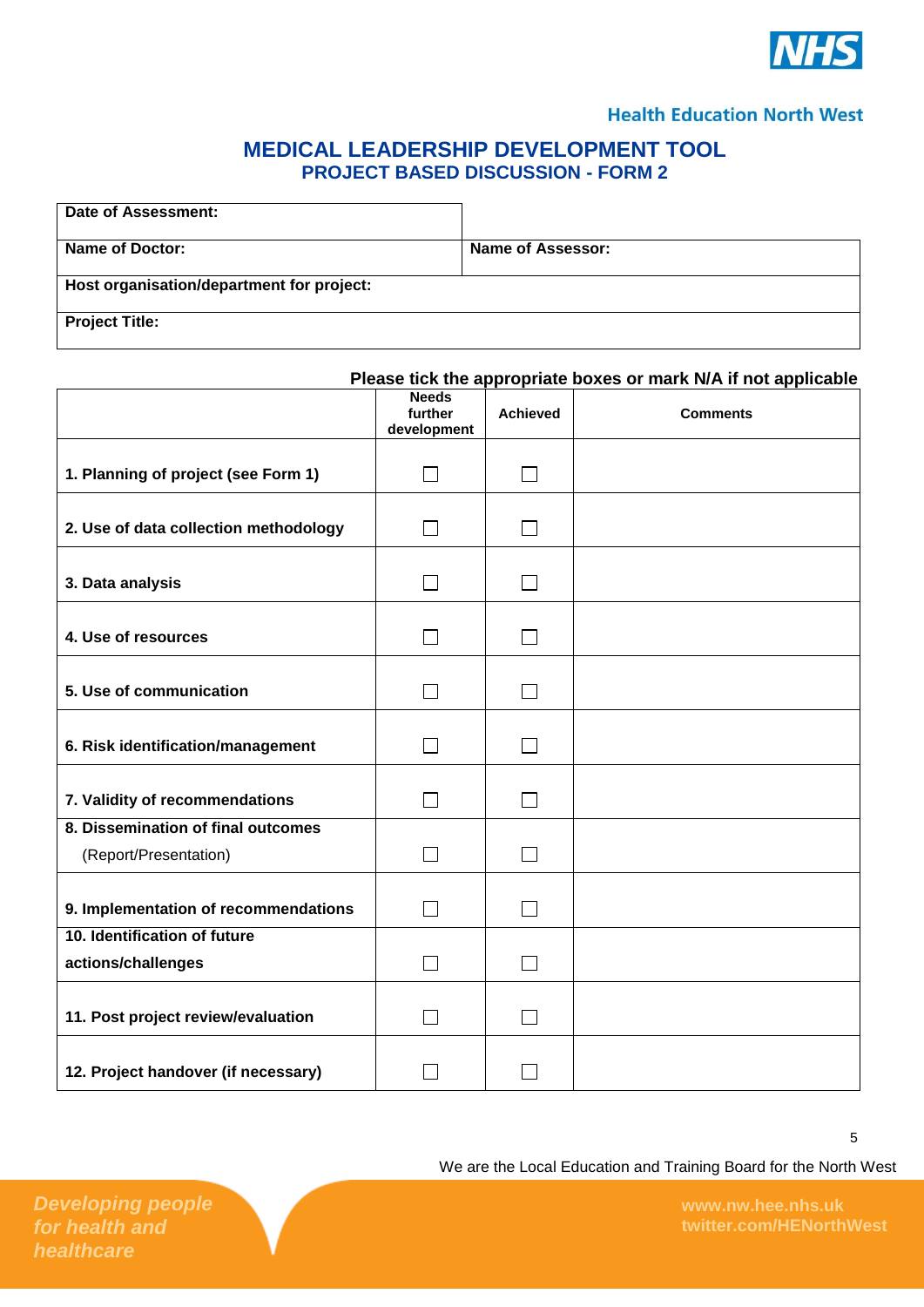Health Education North West

# MEDICAL LEADERSHIP DEVELOPMENT TOOL
## PROJECT BASED DISCUSSION - FORM 2

| **Date of Assessment:** | |
|---|---|
| **Name of Doctor:** | **Name of Assessor:** |
| **Host organisation/department for project:** | |
| **Project Title:** | |

**Please tick the appropriate boxes or mark N/A if not applicable**

| | Needs further development | Achieved | Comments |
|---|---|---|---|
| **1. Planning of project (see Form 1)** | ☐ | ☐ | |
| **2. Use of data collection methodology** | ☐ | ☐ | |
| **3. Data analysis** | ☐ | ☐ | |
| **4. Use of resources** | ☐ | ☐ | |
| **5. Use of communication** | ☐ | ☐ | |
| **6. Risk identification/management** | ☐ | ☐ | |
| **7. Validity of recommendations** | ☐ | ☐ | |
| **8. Dissemination of final outcomes** (Report/Presentation) | ☐ | ☐ | |
| **9. Implementation of recommendations** | ☐ | ☐ | |
| **10. Identification of future actions/challenges** | ☐ | ☐ | |
| **11. Post project review/evaluation** | ☐ | ☐ | |
| **12. Project handover (if necessary)** | ☐ | ☐ | |

We are the Local Education and Training Board for the North West

*Developing people for health and healthcare*

www.nw.hee.nhs.uk
twitter.com/HENorthWest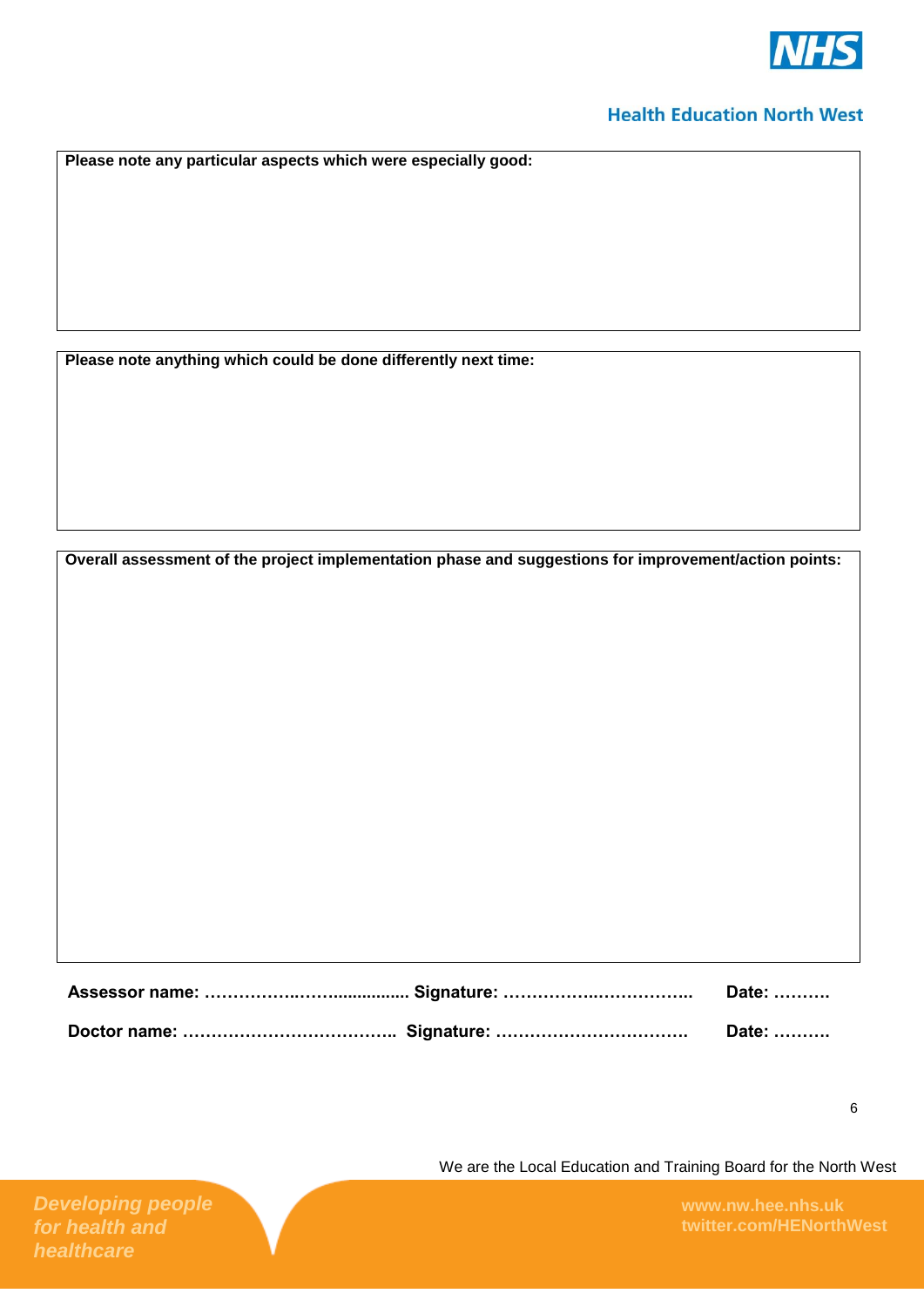**Please note any particular aspects which were especially good:**

**Please note anything which could be done differently next time:**

**Overall assessment of the project implementation phase and suggestions for improvement/action points:**

**Assessor name: ……………..……............... Signature: ……………..…………….. Date: ……….**

**Doctor name: ……………………………….. Signature: ……………………………. Date: ……….**